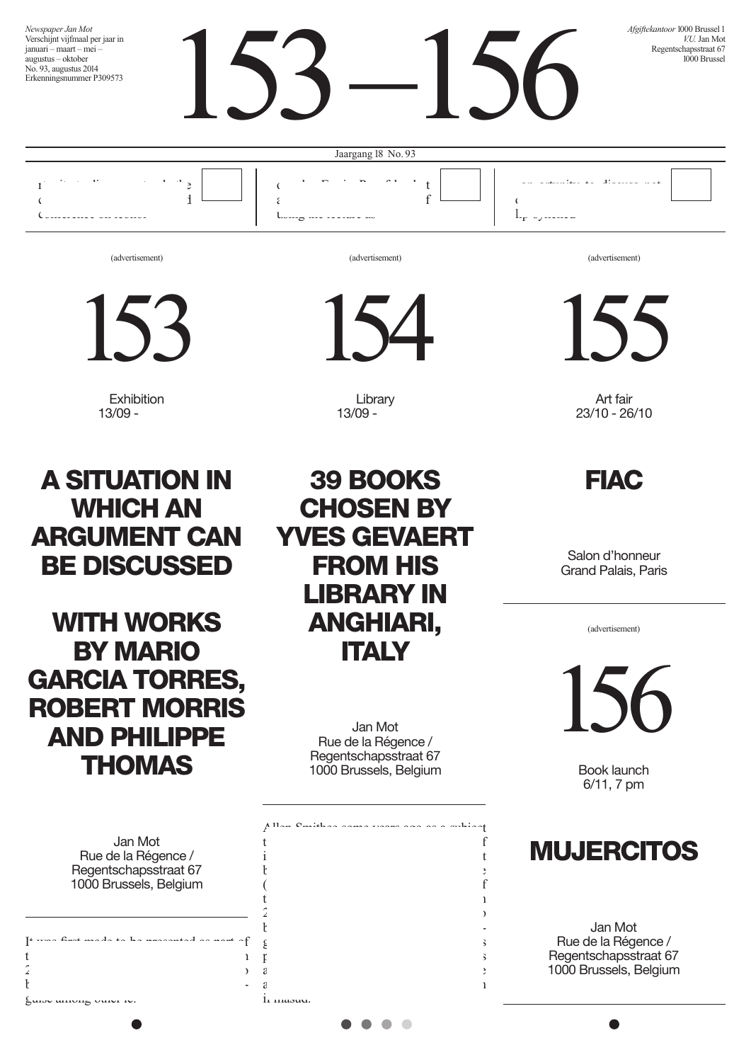*Newspaper Jan Mot*
Verschijnt vijfmaal per jaar in januari – maart – mei – augustus – oktober
No. 93, augustus 2014
Erkenningsnummer P309573

# 153 – 156

*Afgiftekantoor* 1000 Brussel 1
*V.U.* Jan Mot
Regentschapsstraat 67
1000 Brussel

Jaargang 18 No. 93

(advertisement)

## 153

Exhibition
13/09 -

## A SITUATION IN WHICH AN ARGUMENT CAN BE DISCUSSED

## WITH WORKS BY MARIO GARCIA TORRES, ROBERT MORRIS AND PHILIPPE THOMAS

Jan Mot
Rue de la Régence / Regentschapsstraat 67
1000 Brussels, Belgium

(advertisement)

## 154

Library
13/09 -

## 39 BOOKS CHOSEN BY YVES GEVAERT FROM HIS LIBRARY IN ANGHIARI, ITALY

Jan Mot
Rue de la Régence / Regentschapsstraat 67
1000 Brussels, Belgium

(advertisement)

## 155

Art fair
23/10 - 26/10

## FIAC

Salon d'honneur
Grand Palais, Paris

(advertisement)

## 156

Book launch
6/11, 7 pm

## MUJERCITOS

Jan Mot
Rue de la Régence / Regentschapsstraat 67
1000 Brussels, Belgium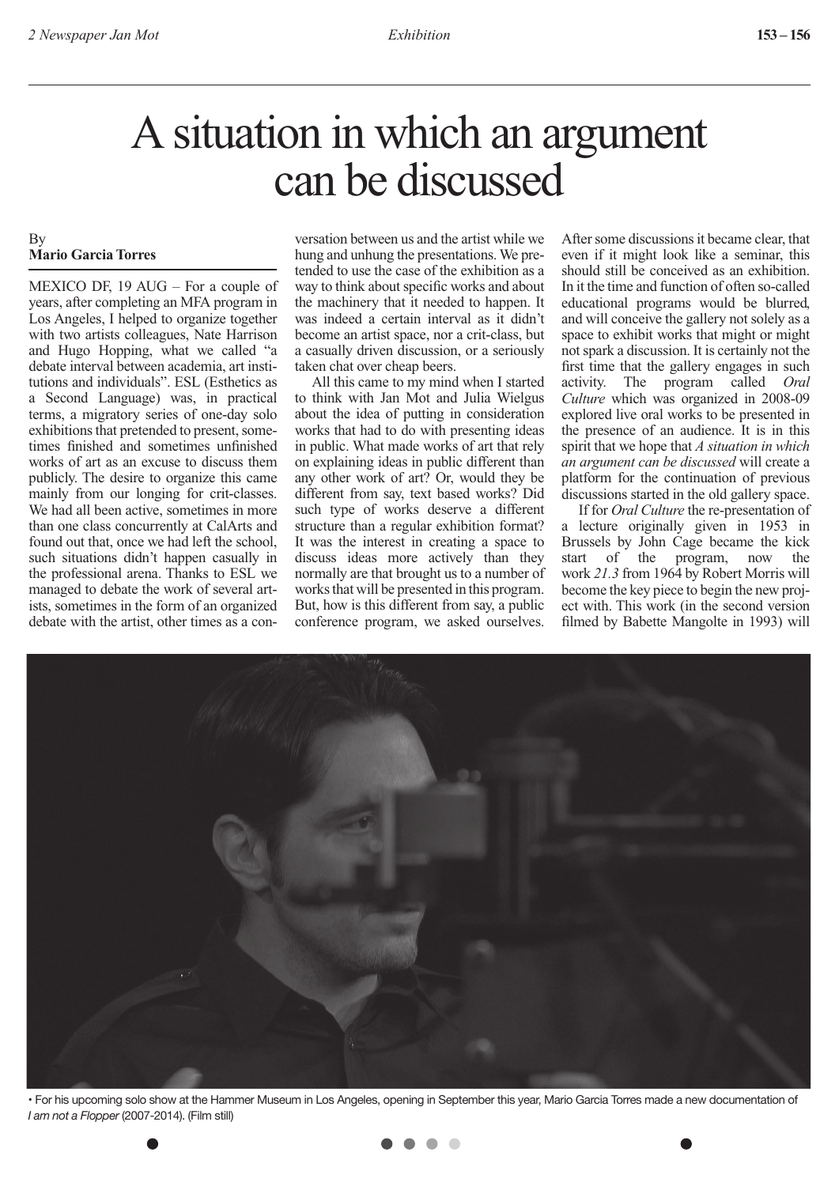# A situation in which an argument can be discussed

By
**Mario Garcia Torres**

MEXICO DF, 19 AUG – For a couple of years, after completing an MFA program in Los Angeles, I helped to organize together with two artists colleagues, Nate Harrison and Hugo Hopping, what we called "a debate interval between academia, art institutions and individuals". ESL (Esthetics as a Second Language) was, in practical terms, a migratory series of one-day solo exhibitions that pretended to present, sometimes finished and sometimes unfinished works of art as an excuse to discuss them publicly. The desire to organize this came mainly from our longing for crit-classes. We had all been active, sometimes in more than one class concurrently at CalArts and found out that, once we had left the school, such situations didn't happen casually in the professional arena. Thanks to ESL we managed to debate the work of several artists, sometimes in the form of an organized debate with the artist, other times as a conversation between us and the artist while we hung and unhung the presentations. We pretended to use the case of the exhibition as a way to think about specific works and about the machinery that it needed to happen. It was indeed a certain interval as it didn't become an artist space, nor a crit-class, but a casually driven discussion, or a seriously taken chat over cheap beers.

All this came to my mind when I started to think with Jan Mot and Julia Wielgus about the idea of putting in consideration works that had to do with presenting ideas in public. What made works of art that rely on explaining ideas in public different than any other work of art? Or, would they be different from say, text based works? Did such type of works deserve a different structure than a regular exhibition format? It was the interest in creating a space to discuss ideas more actively than they normally are that brought us to a number of works that will be presented in this program. But, how is this different from say, a public conference program, we asked ourselves. After some discussions it became clear, that even if it might look like a seminar, this should still be conceived as an exhibition. In it the time and function of often so-called educational programs would be blurred, and will conceive the gallery not solely as a space to exhibit works that might or might not spark a discussion. It is certainly not the first time that the gallery engages in such activity. The program called *Oral Culture* which was organized in 2008-09 explored live oral works to be presented in the presence of an audience. It is in this spirit that we hope that *A situation in which an argument can be discussed* will create a platform for the continuation of previous discussions started in the old gallery space.

If for *Oral Culture* the re-presentation of a lecture originally given in 1953 in Brussels by John Cage became the kick start of the program, now the work *21.3* from 1964 by Robert Morris will become the key piece to begin the new project with. This work (in the second version filmed by Babette Mangolte in 1993) will

• For his upcoming solo show at the Hammer Museum in Los Angeles, opening in September this year, Mario Garcia Torres made a new documentation of *I am not a Flopper* (2007-2014). (Film still)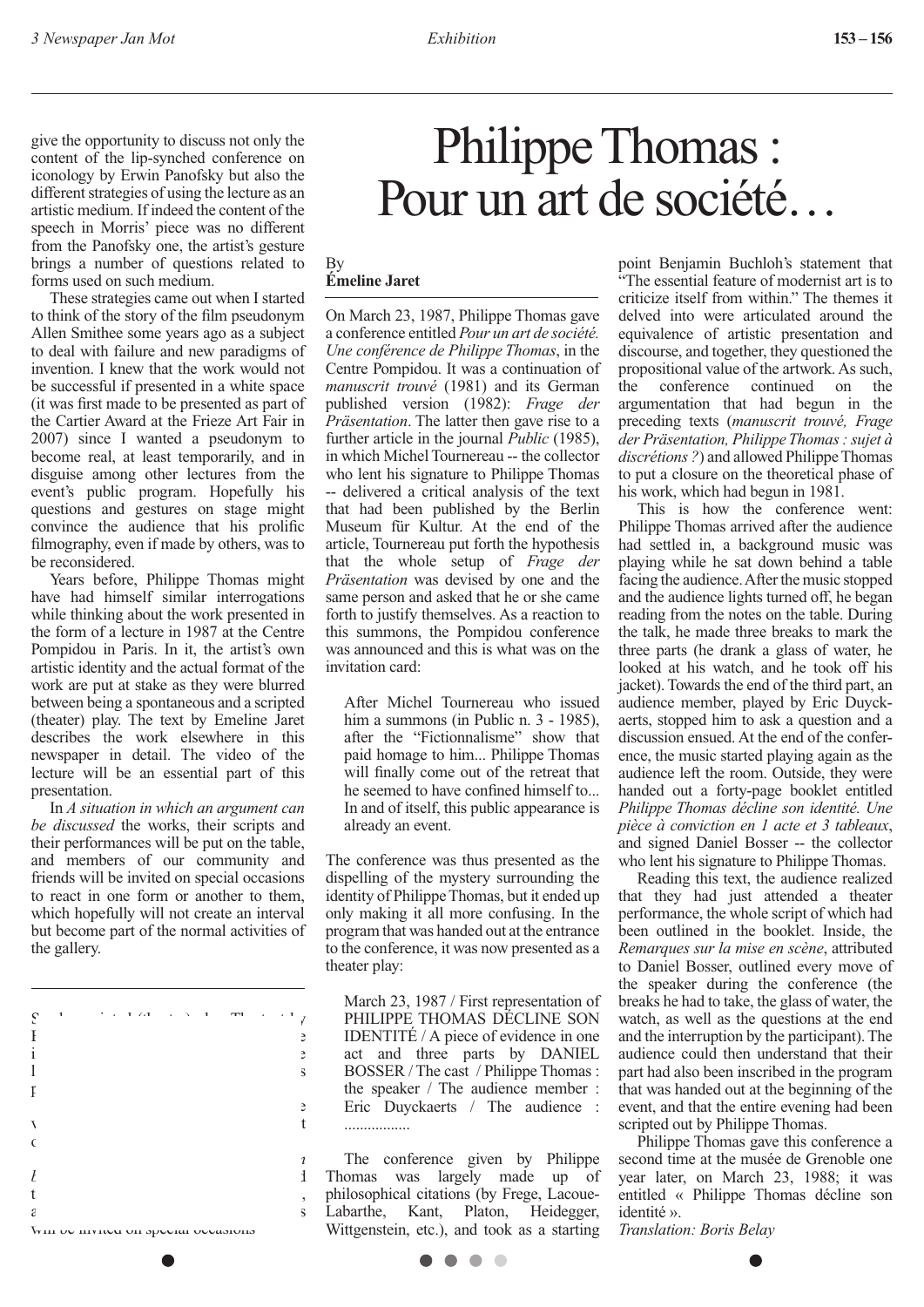give the opportunity to discuss not only the content of the lip-synched conference on iconology by Erwin Panofsky but also the different strategies of using the lecture as an artistic medium. If indeed the content of the speech in Morris' piece was no different from the Panofsky one, the artist's gesture brings a number of questions related to forms used on such medium.

These strategies came out when I started to think of the story of the film pseudonym Allen Smithee some years ago as a subject to deal with failure and new paradigms of invention. I knew that the work would not be successful if presented in a white space (it was first made to be presented as part of the Cartier Award at the Frieze Art Fair in 2007) since I wanted a pseudonym to become real, at least temporarily, and in disguise among other lectures from the event's public program. Hopefully his questions and gestures on stage might convince the audience that his prolific filmography, even if made by others, was to be reconsidered.

Years before, Philippe Thomas might have had himself similar interrogations while thinking about the work presented in the form of a lecture in 1987 at the Centre Pompidou in Paris. In it, the artist's own artistic identity and the actual format of the work are put at stake as they were blurred between being a spontaneous and a scripted (theater) play. The text by Emeline Jaret describes the work elsewhere in this newspaper in detail. The video of the lecture will be an essential part of this presentation.

In *A situation in which an argument can be discussed* the works, their scripts and their performances will be put on the table, and members of our community and friends will be invited on special occasions to react in one form or another to them, which hopefully will not create an interval but become part of the normal activities of the gallery.

# Philippe Thomas : Pour un art de société…

By
**Émeline Jaret**

On March 23, 1987, Philippe Thomas gave a conference entitled *Pour un art de société. Une conférence de Philippe Thomas*, in the Centre Pompidou. It was a continuation of *manuscrit trouvé* (1981) and its German published version (1982): *Frage der Präsentation*. The latter then gave rise to a further article in the journal *Public* (1985), in which Michel Tournereau -- the collector who lent his signature to Philippe Thomas -- delivered a critical analysis of the text that had been published by the Berlin Museum für Kultur. At the end of the article, Tournereau put forth the hypothesis that the whole setup of *Frage der Präsentation* was devised by one and the same person and asked that he or she came forth to justify themselves. As a reaction to this summons, the Pompidou conference was announced and this is what was on the invitation card:

> After Michel Tournereau who issued him a summons (in Public n. 3 - 1985), after the "Fictionnalisme" show that paid homage to him... Philippe Thomas will finally come out of the retreat that he seemed to have confined himself to... In and of itself, this public appearance is already an event.

The conference was thus presented as the dispelling of the mystery surrounding the identity of Philippe Thomas, but it ended up only making it all more confusing. In the program that was handed out at the entrance to the conference, it was now presented as a theater play:

> March 23, 1987 / First representation of PHILIPPE THOMAS DÉCLINE SON IDENTITÉ / A piece of evidence in one act and three parts by DANIEL BOSSER / The cast / Philippe Thomas : the speaker / The audience member : Eric Duyckaerts / The audience : ................

The conference given by Philippe Thomas was largely made up of philosophical citations (by Frege, Lacoue-Labarthe, Kant, Platon, Heidegger, Wittgenstein, etc.), and took as a starting point Benjamin Buchloh's statement that "The essential feature of modernist art is to criticize itself from within." The themes it delved into were articulated around the equivalence of artistic presentation and discourse, and together, they questioned the propositional value of the artwork. As such, the conference continued on the argumentation that had begun in the preceding texts (*manuscrit trouvé, Frage der Präsentation, Philippe Thomas : sujet à discrétions ?*) and allowed Philippe Thomas to put a closure on the theoretical phase of his work, which had begun in 1981.

This is how the conference went: Philippe Thomas arrived after the audience had settled in, a background music was playing while he sat down behind a table facing the audience. After the music stopped and the audience lights turned off, he began reading from the notes on the table. During the talk, he made three breaks to mark the three parts (he drank a glass of water, he looked at his watch, and he took off his jacket). Towards the end of the third part, an audience member, played by Eric Duyckaerts, stopped him to ask a question and a discussion ensued. At the end of the conference, the music started playing again as the audience left the room. Outside, they were handed out a forty-page booklet entitled *Philippe Thomas décline son identité. Une pièce à conviction en 1 acte et 3 tableaux*, and signed Daniel Bosser -- the collector who lent his signature to Philippe Thomas.

Reading this text, the audience realized that they had just attended a theater performance, the whole script of which had been outlined in the booklet. Inside, the *Remarques sur la mise en scène*, attributed to Daniel Bosser, outlined every move of the speaker during the conference (the breaks he had to take, the glass of water, the watch, as well as the questions at the end and the interruption by the participant). The audience could then understand that their part had also been inscribed in the program that was handed out at the beginning of the event, and that the entire evening had been scripted out by Philippe Thomas.

Philippe Thomas gave this conference a second time at the musée de Grenoble one year later, on March 23, 1988; it was entitled « Philippe Thomas décline son identité ».

*Translation: Boris Belay*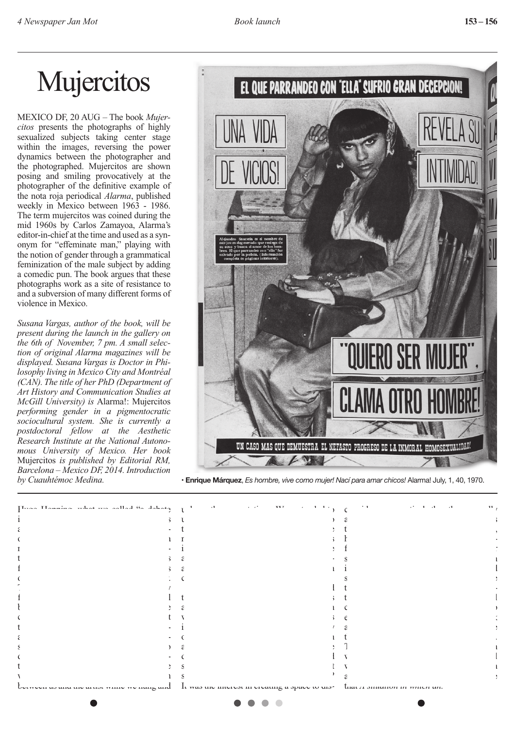# Mujercitos

MEXICO DF, 20 AUG – The book *Mujercitos* presents the photographs of highly sexualized subjects taking center stage within the images, reversing the power dynamics between the photographer and the photographed. Mujercitos are shown posing and smiling provocatively at the photographer of the definitive example of the nota roja periodical *Alarma*, published weekly in Mexico between 1963 - 1986. The term mujercitos was coined during the mid 1960s by Carlos Zamayoa, Alarma's editor-in-chief at the time and used as a synonym for "effeminate man," playing with the notion of gender through a grammatical feminization of the male subject by adding a comedic pun. The book argues that these photographs work as a site of resistance to and a subversion of many different forms of violence in Mexico.

*Susana Vargas, author of the book, will be present during the launch in the gallery on the 6th of November, 7 pm. A small selection of original Alarma magazines will be displayed. Susana Vargas is Doctor in Philosophy living in Mexico City and Montréal (CAN). The title of her PhD (Department of Art History and Communication Studies at McGill University) is* Alarma!: Mujercitos *performing gender in a pigmentocratic sociocultural system. She is currently a postdoctoral fellow at the Aesthetic Research Institute at the National Autonomous University of Mexico. Her book* Mujercitos *is published by Editorial RM, Barcelona – Mexico DF, 2014. Introduction by Cuauhtémoc Medina.*

**· Enrique Márquez**, *Es hombre, vive como mujer! Nací para amar chicos!* Alarma! July, 1, 40, 1970.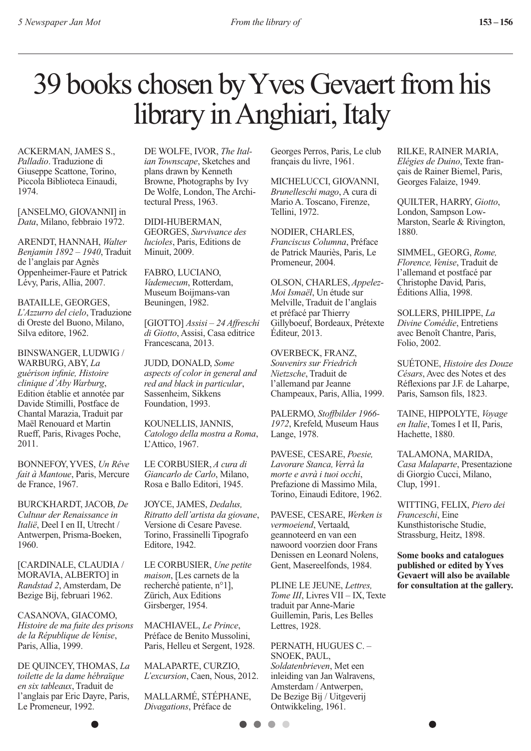# 39 books chosen by Yves Gevaert from his library in Anghiari, Italy

ACKERMAN, JAMES S., *Palladio*. Traduzione di Giuseppe Scattone, Torino, Piccola Biblioteca Einaudi, 1974.

[ANSELMO, GIOVANNI] in *Data*, Milano, febbraio 1972.

ARENDT, HANNAH, *Walter Benjamin 1892 – 1940*, Traduit de l'anglais par Agnès Oppenheimer-Faure et Patrick Lévy, Paris, Allia, 2007.

BATAILLE, GEORGES, *L'Azzurro del cielo*, Traduzione di Oreste del Buono, Milano, Silva editore, 1962.

BINSWANGER, LUDWIG / WARBURG, ABY, *La guérison infinie, Histoire clinique d'Aby Warburg*, Edition établie et annotée par Davide Stimilli, Postface de Chantal Marazia, Traduit par Maël Renouard et Martin Rueff, Paris, Rivages Poche, 2011.

BONNEFOY, YVES, *Un Rêve fait à Mantoue*, Paris, Mercure de France, 1967.

BURCKHARDT, JACOB, *De Cultuur der Renaissance in Italië*, Deel I en II, Utrecht / Antwerpen, Prisma-Boeken, 1960.

[CARDINALE, CLAUDIA / MORAVIA, ALBERTO] in *Randstad 2*, Amsterdam, De Bezige Bij, februari 1962.

CASANOVA, GIACOMO, *Histoire de ma fuite des prisons de la République de Venise*, Paris, Allia, 1999.

DE QUINCEY, THOMAS, *La toilette de la dame hébraïque en six tableaux*, Traduit de l'anglais par Eric Dayre, Paris, Le Promeneur, 1992.

DE WOLFE, IVOR, *The Italian Townscape*, Sketches and plans drawn by Kenneth Browne, Photographs by Ivy De Wolfe, London, The Architectural Press, 1963.

DIDI-HUBERMAN, GEORGES, *Survivance des lucioles*, Paris, Editions de Minuit, 2009.

FABRO, LUCIANO, *Vademecum*, Rotterdam, Museum Boijmans-van Beuningen, 1982.

[GIOTTO] *Assisi – 24 Affreschi di Giotto*, Assisi, Casa editrice Francescana, 2013.

JUDD, DONALD, *Some aspects of color in general and red and black in particular*, Sassenheim, Sikkens Foundation, 1993.

KOUNELLIS, JANNIS, *Catologo della mostra a Roma*, L'Attico, 1967.

LE CORBUSIER, *A cura di Giancarlo de Carlo*, Milano, Rosa e Ballo Editori, 1945.

JOYCE, JAMES, *Dedalus, Ritratto dell'artista da giovane*, Versione di Cesare Pavese. Torino, Frassinelli Tipografo Editore, 1942.

LE CORBUSIER, *Une petite maison*, [Les carnets de la recherché patiente, n°1], Zürich, Aux Editions Girsberger, 1954.

MACHIAVEL, *Le Prince*, Préface de Benito Mussolini, Paris, Helleu et Sergent, 1928.

MALAPARTE, CURZIO, *L'excursion*, Caen, Nous, 2012.

MALLARMÉ, STÉPHANE, *Divagations*, Préface de Georges Perros, Paris, Le club français du livre, 1961.

MICHELUCCI, GIOVANNI, *Brunelleschi mago*, A cura di Mario A. Toscano, Firenze, Tellini, 1972.

NODIER, CHARLES, *Franciscus Columna*, Préface de Patrick Mauriès, Paris, Le Promeneur, 2004.

OLSON, CHARLES, *Appelez-Moi Ismaël*, Un étude sur Melville, Traduit de l'anglais et préfacé par Thierry Gillyboeuf, Bordeaux, Prétexte Éditeur, 2013.

OVERBECK, FRANZ, *Souvenirs sur Friedrich Nietzsche*, Traduit de l'allemand par Jeanne Champeaux, Paris, Allia, 1999.

PALERMO, *Stoffbilder 1966-1972*, Krefeld, Museum Haus Lange, 1978.

PAVESE, CESARE, *Poesie, Lavorare Stanca, Verrà la morte e avrà i tuoi occhi*, Prefazione di Massimo Mila, Torino, Einaudi Editore, 1962.

PAVESE, CESARE, *Werken is vermoeiend*, Vertaald, geannoteerd en van een nawoord voorzien door Frans Denissen en Leonard Nolens, Gent, Masereelfonds, 1984.

PLINE LE JEUNE, *Lettres, Tome III*, Livres VII – IX, Texte traduit par Anne-Marie Guillemin, Paris, Les Belles Lettres, 1928.

PERNATH, HUGUES C. – SNOEK, PAUL, *Soldatenbrieven*, Met een inleiding van Jan Walravens, Amsterdam / Antwerpen, De Bezige Bij / Uitgeverij Ontwikkeling, 1961.

RILKE, RAINER MARIA, *Elégies de Duino*, Texte français de Rainer Biemel, Paris, Georges Falaize, 1949.

QUILTER, HARRY, *Giotto*, London, Sampson Low-Marston, Searle & Rivington, 1880.

SIMMEL, GEORG, *Rome, Florence, Venise*, Traduit de l'allemand et postfacé par Christophe David, Paris, Éditions Allia, 1998.

SOLLERS, PHILIPPE, *La Divine Comédie*, Entretiens avec Benoît Chantre, Paris, Folio, 2002.

SUÉTONE, *Histoire des Douze Césars*, Avec des Notes et des Réflexions par J.F. de Laharpe, Paris, Samson fils, 1823.

TAINE, HIPPOLYTE, *Voyage en Italie*, Tomes I et II, Paris, Hachette, 1880.

TALAMONA, MARIDA, *Casa Malaparte*, Presentazione di Giorgio Cucci, Milano, Clup, 1991.

WITTING, FELIX, *Piero dei Franceschi*, Eine Kunsthistorische Studie, Strassburg, Heitz, 1898.

**Some books and catalogues published or edited by Yves Gevaert will also be available for consultation at the gallery.**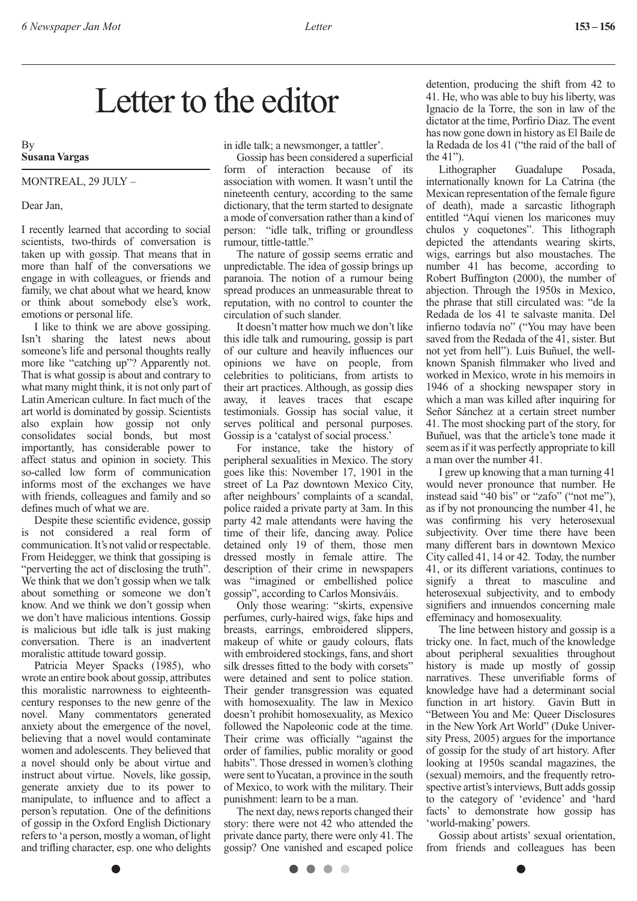# Letter to the editor

By
**Susana Vargas**

MONTREAL, 29 JULY –

Dear Jan,

I recently learned that according to social scientists, two-thirds of conversation is taken up with gossip. That means that in more than half of the conversations we engage in with colleagues, or friends and family, we chat about what we heard, know or think about somebody else's work, emotions or personal life.

I like to think we are above gossiping. Isn't sharing the latest news about someone's life and personal thoughts really more like "catching up"? Apparently not. That is what gossip is about and contrary to what many might think, it is not only part of Latin American culture. In fact much of the art world is dominated by gossip. Scientists also explain how gossip not only consolidates social bonds, but most importantly, has considerable power to affect status and opinion in society. This so-called low form of communication informs most of the exchanges we have with friends, colleagues and family and so defines much of what we are.

Despite these scientific evidence, gossip is not considered a real form of communication. It's not valid or respectable. From Heidegger, we think that gossiping is "perverting the act of disclosing the truth". We think that we don't gossip when we talk about something or someone we don't know. And we think we don't gossip when we don't have malicious intentions. Gossip is malicious but idle talk is just making conversation. There is an inadvertent moralistic attitude toward gossip.

Patricia Meyer Spacks (1985), who wrote an entire book about gossip, attributes this moralistic narrowness to eighteenth-century responses to the new genre of the novel. Many commentators generated anxiety about the emergence of the novel, believing that a novel would contaminate women and adolescents. They believed that a novel should only be about virtue and instruct about virtue. Novels, like gossip, generate anxiety due to its power to manipulate, to influence and to affect a person's reputation. One of the definitions of gossip in the Oxford English Dictionary refers to 'a person, mostly a woman, of light and trifling character, esp. one who delights in idle talk; a newsmonger, a tattler'.

Gossip has been considered a superficial form of interaction because of its association with women. It wasn't until the nineteenth century, according to the same dictionary, that the term started to designate a mode of conversation rather than a kind of person: "idle talk, trifling or groundless rumour, tittle-tattle."

The nature of gossip seems erratic and unpredictable. The idea of gossip brings up paranoia. The notion of a rumour being spread produces an unmeasurable threat to reputation, with no control to counter the circulation of such slander.

It doesn't matter how much we don't like this idle talk and rumouring, gossip is part of our culture and heavily influences our opinions we have on people, from celebrities to politicians, from artists to their art practices. Although, as gossip dies away, it leaves traces that escape testimonials. Gossip has social value, it serves political and personal purposes. Gossip is a 'catalyst of social process.'

For instance, take the history of peripheral sexualities in Mexico. The story goes like this: November 17, 1901 in the street of La Paz downtown Mexico City, after neighbours' complaints of a scandal, police raided a private party at 3am. In this party 42 male attendants were having the time of their life, dancing away. Police detained only 19 of them, those men dressed mostly in female attire. The description of their crime in newspapers was "imagined or embellished police gossip", according to Carlos Monsiváis.

Only those wearing: "skirts, expensive perfumes, curly-haired wigs, fake hips and breasts, earrings, embroidered slippers, makeup of white or gaudy colours, flats with embroidered stockings, fans, and short silk dresses fitted to the body with corsets" were detained and sent to police station. Their gender transgression was equated with homosexuality. The law in Mexico doesn't prohibit homosexuality, as Mexico followed the Napoleonic code at the time. Their crime was officially "against the order of families, public morality or good habits". Those dressed in women's clothing were sent to Yucatan, a province in the south of Mexico, to work with the military. Their punishment: learn to be a man.

The next day, news reports changed their story: there were not 42 who attended the private dance party, there were only 41. The gossip? One vanished and escaped police detention, producing the shift from 42 to 41. He, who was able to buy his liberty, was Ignacio de la Torre, the son in law of the dictator at the time, Porfirio Diaz. The event has now gone down in history as El Baile de la Redada de los 41 ("the raid of the ball of the 41").

Lithographer Guadalupe Posada, internationally known for La Catrina (the Mexican representation of the female figure of death), made a sarcastic lithograph entitled "Aquí vienen los maricones muy chulos y coquetones". This lithograph depicted the attendants wearing skirts, wigs, earrings but also moustaches. The number 41 has become, according to Robert Buffington (2000), the number of abjection. Through the 1950s in Mexico, the phrase that still circulated was: "de la Redada de los 41 te salvaste manita. Del infierno todavía no" ("You may have been saved from the Redada of the 41, sister. But not yet from hell"). Luis Buñuel, the well-known Spanish filmmaker who lived and worked in Mexico, wrote in his memoirs in 1946 of a shocking newspaper story in which a man was killed after inquiring for Señor Sánchez at a certain street number 41. The most shocking part of the story, for Buñuel, was that the article's tone made it seem as if it was perfectly appropriate to kill a man over the number 41.

I grew up knowing that a man turning 41 would never pronounce that number. He instead said "40 bis" or "zafo" ("not me"), as if by not pronouncing the number 41, he was confirming his very heterosexual subjectivity. Over time there have been many different bars in downtown Mexico City called 41, 14 or 42. Today, the number 41, or its different variations, continues to signify a threat to masculine and heterosexual subjectivity, and to embody signifiers and innuendos concerning male effeminacy and homosexuality.

The line between history and gossip is a tricky one. In fact, much of the knowledge about peripheral sexualities throughout history is made up mostly of gossip narratives. These unverifiable forms of knowledge have had a determinant social function in art history. Gavin Butt in "Between You and Me: Queer Disclosures in the New York Art World" (Duke University Press, 2005) argues for the importance of gossip for the study of art history. After looking at 1950s scandal magazines, the (sexual) memoirs, and the frequently retrospective artist's interviews, Butt adds gossip to the category of 'evidence' and 'hard facts' to demonstrate how gossip has 'world-making' powers.

Gossip about artists' sexual orientation, from friends and colleagues has been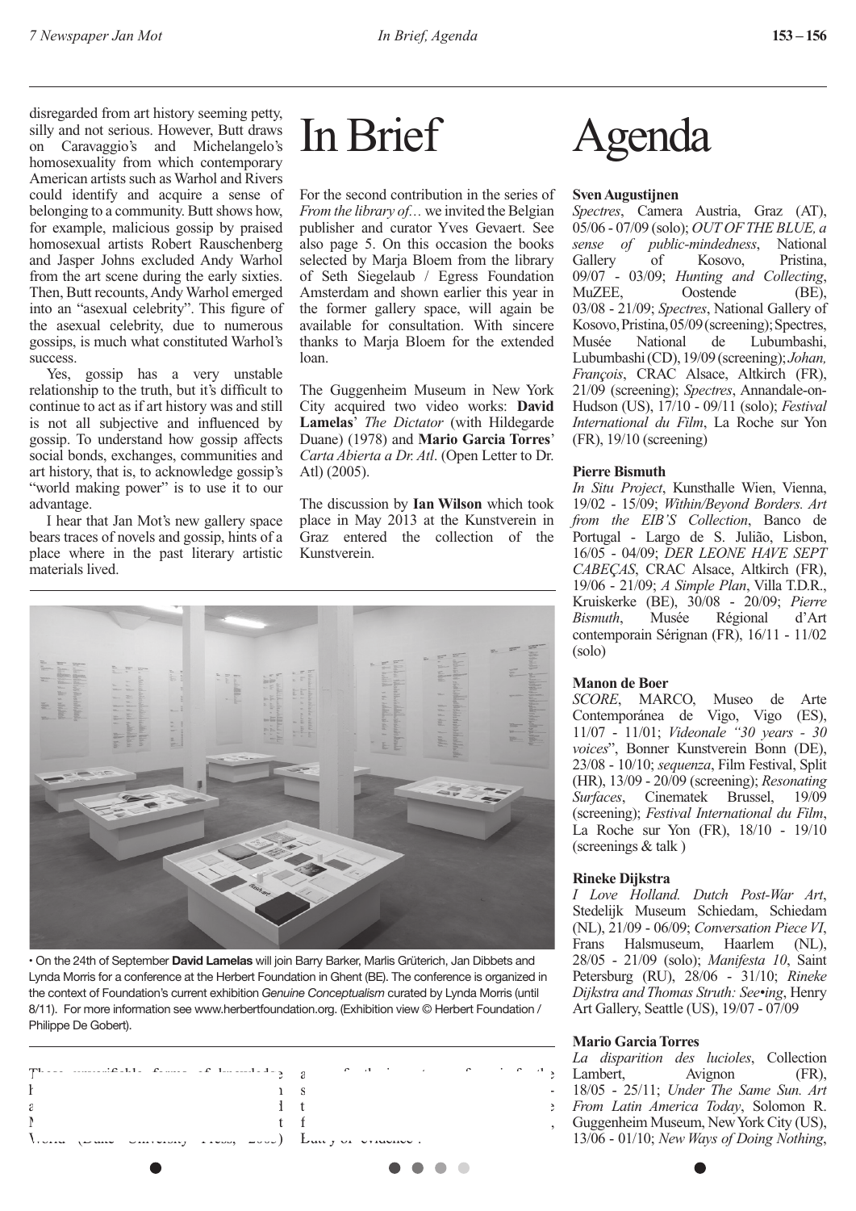disregarded from art history seeming petty, silly and not serious. However, Butt draws on Caravaggio's and Michelangelo's homosexuality from which contemporary American artists such as Warhol and Rivers could identify and acquire a sense of belonging to a community. Butt shows how, for example, malicious gossip by praised homosexual artists Robert Rauschenberg and Jasper Johns excluded Andy Warhol from the art scene during the early sixties. Then, Butt recounts, Andy Warhol emerged into an "asexual celebrity". This figure of the asexual celebrity, due to numerous gossips, is much what constituted Warhol's success.

Yes, gossip has a very unstable relationship to the truth, but it's difficult to continue to act as if art history was and still is not all subjective and influenced by gossip. To understand how gossip affects social bonds, exchanges, communities and art history, that is, to acknowledge gossip's "world making power" is to use it to our advantage.

I hear that Jan Mot's new gallery space bears traces of novels and gossip, hints of a place where in the past literary artistic materials lived.

# In Brief

For the second contribution in the series of *From the library of…* we invited the Belgian publisher and curator Yves Gevaert. See also page 5. On this occasion the books selected by Marja Bloem from the library of Seth Siegelaub / Egress Foundation Amsterdam and shown earlier this year in the former gallery space, will again be available for consultation. With sincere thanks to Marja Bloem for the extended loan.

The Guggenheim Museum in New York City acquired two video works: **David Lamelas**' *The Dictator* (with Hildegarde Duane) (1978) and **Mario Garcia Torres**' *Carta Abierta a Dr. Atl*. (Open Letter to Dr. Atl) (2005).

The discussion by **Ian Wilson** which took place in May 2013 at the Kunstverein in Graz entered the collection of the Kunstverein.

• On the 24th of September **David Lamelas** will join Barry Barker, Marlis Grüterich, Jan Dibbets and Lynda Morris for a conference at the Herbert Foundation in Ghent (BE). The conference is organized in the context of Foundation's current exhibition *Genuine Conceptualism* curated by Lynda Morris (until 8/11). For more information see www.herbertfoundation.org. (Exhibition view © Herbert Foundation / Philippe De Gobert).

# Agenda

**Sven Augustijnen**
*Spectres*, Camera Austria, Graz (AT), 05/06 - 07/09 (solo); *OUT OF THE BLUE, a sense of public-mindedness*, National Gallery of Kosovo, Pristina, 09/07 - 03/09; *Hunting and Collecting*, MuZEE, Oostende (BE), 03/08 - 21/09; *Spectres*, National Gallery of Kosovo, Pristina, 05/09 (screening); Spectres, Musée National de Lubumbashi, Lubumbashi (CD), 19/09 (screening); *Johan, François*, CRAC Alsace, Altkirch (FR), 21/09 (screening); *Spectres*, Annandale-on-Hudson (US), 17/10 - 09/11 (solo); *Festival International du Film*, La Roche sur Yon (FR), 19/10 (screening)

**Pierre Bismuth**
*In Situ Project*, Kunsthalle Wien, Vienna, 19/02 - 15/09; *Within/Beyond Borders. Art from the EIB'S Collection*, Banco de Portugal - Largo de S. Julião, Lisbon, 16/05 - 04/09; *DER LEONE HAVE SEPT CABEÇAS*, CRAC Alsace, Altkirch (FR), 19/06 - 21/09; *A Simple Plan*, Villa T.D.R., Kruiskerke (BE), 30/08 - 20/09; *Pierre Bismuth*, Musée Régional d'Art contemporain Sérignan (FR), 16/11 - 11/02 (solo)

**Manon de Boer**
*SCORE*, MARCO, Museo de Arte Contemporánea de Vigo, Vigo (ES), 11/07 - 11/01; *Videonale "30 years - 30 voices*", Bonner Kunstverein Bonn (DE), 23/08 - 10/10; *sequenza*, Film Festival, Split (HR), 13/09 - 20/09 (screening); *Resonating Surfaces*, Cinematek Brussel, 19/09 (screening); *Festival International du Film*, La Roche sur Yon (FR), 18/10 - 19/10 (screenings & talk )

**Rineke Dijkstra**
*I Love Holland. Dutch Post-War Art*, Stedelijk Museum Schiedam, Schiedam (NL), 21/09 - 06/09; *Conversation Piece VI*, Frans Halsmuseum, Haarlem (NL), 28/05 - 21/09 (solo); *Manifesta 10*, Saint Petersburg (RU), 28/06 - 31/10; *Rineke Dijkstra and Thomas Struth: See•ing*, Henry Art Gallery, Seattle (US), 19/07 - 07/09

**Mario Garcia Torres**
*La disparition des lucioles*, Collection Lambert, Avignon (FR), 18/05 - 25/11; *Under The Same Sun. Art From Latin America Today*, Solomon R. Guggenheim Museum, New York City (US), 13/06 - 01/10; *New Ways of Doing Nothing*,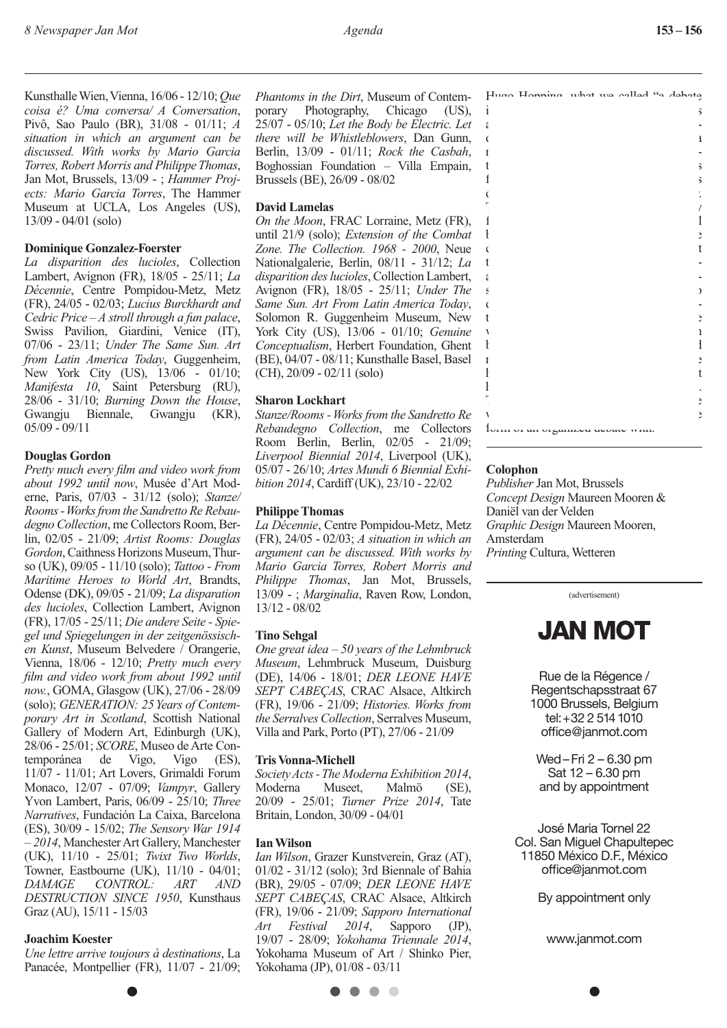Kunsthalle Wien, Vienna, 16/06 - 12/10; *Que coisa é? Uma conversa/ A Conversation*, Pivô, Sao Paulo (BR), 31/08 - 01/11; *A situation in which an argument can be discussed. With works by Mario Garcia Torres, Robert Morris and Philippe Thomas*, Jan Mot, Brussels, 13/09 - ; *Hammer Projects: Mario Garcia Torres*, The Hammer Museum at UCLA, Los Angeles (US), 13/09 - 04/01 (solo)

**Dominique Gonzalez-Foerster**
*La disparition des lucioles*, Collection Lambert, Avignon (FR), 18/05 - 25/11; *La Décennie*, Centre Pompidou-Metz, Metz (FR), 24/05 - 02/03; *Lucius Burckhardt and Cedric Price – A stroll through a fun palace*, Swiss Pavilion, Giardini, Venice (IT), 07/06 - 23/11; *Under The Same Sun. Art from Latin America Today*, Guggenheim, New York City (US), 13/06 - 01/10; *Manifesta 10*, Saint Petersburg (RU), 28/06 - 31/10; *Burning Down the House*, Gwangju Biennale, Gwangju (KR), 05/09 - 09/11

**Douglas Gordon**
*Pretty much every film and video work from about 1992 until now*, Musée d'Art Moderne, Paris, 07/03 - 31/12 (solo); *Stanze/ Rooms - Works from the Sandretto Re Rebaudegno Collection*, me Collectors Room, Berlin, 02/05 - 21/09; *Artist Rooms: Douglas Gordon*, Caithness Horizons Museum, Thurso (UK), 09/05 - 11/10 (solo); *Tattoo - From Maritime Heroes to World Art*, Brandts, Odense (DK), 09/05 - 21/09; *La disparation des lucioles*, Collection Lambert, Avignon (FR), 17/05 - 25/11; *Die andere Seite - Spiegel und Spiegelungen in der zeitgenössischen Kunst*, Museum Belvedere / Orangerie, Vienna, 18/06 - 12/10; *Pretty much every film and video work from about 1992 until now.*, GOMA, Glasgow (UK), 27/06 - 28/09 (solo); *GENERATION: 25 Years of Contemporary Art in Scotland*, Scottish National Gallery of Modern Art, Edinburgh (UK), 28/06 - 25/01; *SCORE*, Museo de Arte Contemporánea de Vigo, Vigo (ES), 11/07 - 11/01; Art Lovers, Grimaldi Forum Monaco, 12/07 - 07/09; *Vampyr*, Gallery Yvon Lambert, Paris, 06/09 - 25/10; *Three Narratives*, Fundación La Caixa, Barcelona (ES), 30/09 - 15/02; *The Sensory War 1914 – 2014*, Manchester Art Gallery, Manchester (UK), 11/10 - 25/01; *Twixt Two Worlds*, Towner, Eastbourne (UK), 11/10 - 04/01; *DAMAGE CONTROL: ART AND DESTRUCTION SINCE 1950*, Kunsthaus Graz (AU), 15/11 - 15/03

**Joachim Koester**
*Une lettre arrive toujours à destinations*, La Panacée, Montpellier (FR), 11/07 - 21/09; *Phantoms in the Dirt*, Museum of Contemporary Photography, Chicago (US), 25/07 - 05/10; *Let the Body be Electric. Let there will be Whistleblowers*, Dan Gunn, Berlin, 13/09 - 01/11; *Rock the Casbah*, Boghossian Foundation – Villa Empain, Brussels (BE), 26/09 - 08/02

**David Lamelas**
*On the Moon*, FRAC Lorraine, Metz (FR), until 21/9 (solo); *Extension of the Combat Zone. The Collection. 1968 - 2000*, Neue Nationalgalerie, Berlin, 08/11 - 31/12; *La disparition des lucioles*, Collection Lambert, Avignon (FR), 18/05 - 25/11; *Under The Same Sun. Art From Latin America Today*, Solomon R. Guggenheim Museum, New York City (US), 13/06 - 01/10; *Genuine Conceptualism*, Herbert Foundation, Ghent (BE), 04/07 - 08/11; Kunsthalle Basel, Basel (CH), 20/09 - 02/11 (solo)

**Sharon Lockhart**
*Stanze/Rooms - Works from the Sandretto Re Rebaudengo Collection*, me Collectors Room Berlin, Berlin, 02/05 - 21/09; *Liverpool Biennial 2014*, Liverpool (UK), 05/07 - 26/10; *Artes Mundi 6 Biennial Exhibition 2014*, Cardiff (UK), 23/10 - 22/02

**Philippe Thomas**
*La Décennie*, Centre Pompidou-Metz, Metz (FR), 24/05 - 02/03; *A situation in which an argument can be discussed. With works by Mario Garcia Torres, Robert Morris and Philippe Thomas*, Jan Mot, Brussels, 13/09 - ; *Marginalia*, Raven Row, London, 13/12 - 08/02

**Tino Sehgal**
*One great idea – 50 years of the Lehmbruck Museum*, Lehmbruck Museum, Duisburg (DE), 14/06 - 18/01; *DER LEONE HAVE SEPT CABEÇAS*, CRAC Alsace, Altkirch (FR), 19/06 - 21/09; *Histories. Works from the Serralves Collection*, Serralves Museum, Villa and Park, Porto (PT), 27/06 - 21/09

**Tris Vonna-Michell**
*Society Acts - The Moderna Exhibition 2014*, Moderna Museet, Malmö (SE), 20/09 - 25/01; *Turner Prize 2014*, Tate Britain, London, 30/09 - 04/01

**Ian Wilson**
*Ian Wilson*, Grazer Kunstverein, Graz (AT), 01/02 - 31/12 (solo); 3rd Biennale of Bahia (BR), 29/05 - 07/09; *DER LEONE HAVE SEPT CABEÇAS*, CRAC Alsace, Altkirch (FR), 19/06 - 21/09; *Sapporo International Art Festival 2014*, Sapporo (JP), 19/07 - 28/09; *Yokohama Triennale 2014*, Yokohama Museum of Art / Shinko Pier, Yokohama (JP), 01/08 - 03/11

Hugo Hopping, what we called "a debate ...

... form of an organized debate with.

**Colophon**
*Publisher* Jan Mot, Brussels
*Concept Design* Maureen Mooren & Daniël van der Velden
*Graphic Design* Maureen Mooren, Amsterdam
*Printing* Cultura, Wetteren

(advertisement)

**JAN MOT**

Rue de la Régence / Regentschapsstraat 67
1000 Brussels, Belgium
tel: +32 2 514 1010
office@janmot.com

Wed – Fri 2 – 6.30 pm
Sat 12 – 6.30 pm
and by appointment

José Maria Tornel 22
Col. San Miguel Chapultepec
11850 México D.F., México
office@janmot.com

By appointment only

www.janmot.com